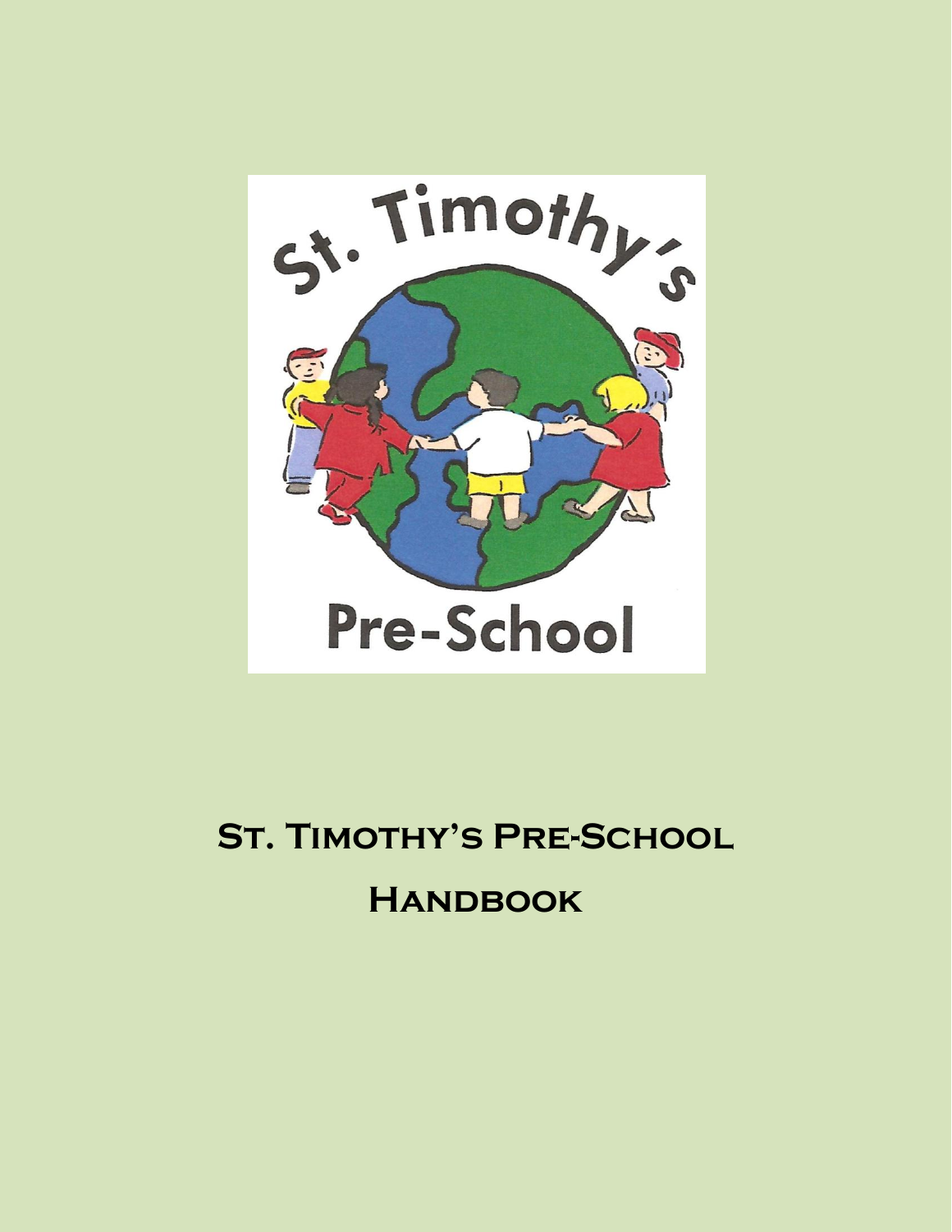# St. Timothy's Pre-School Handbook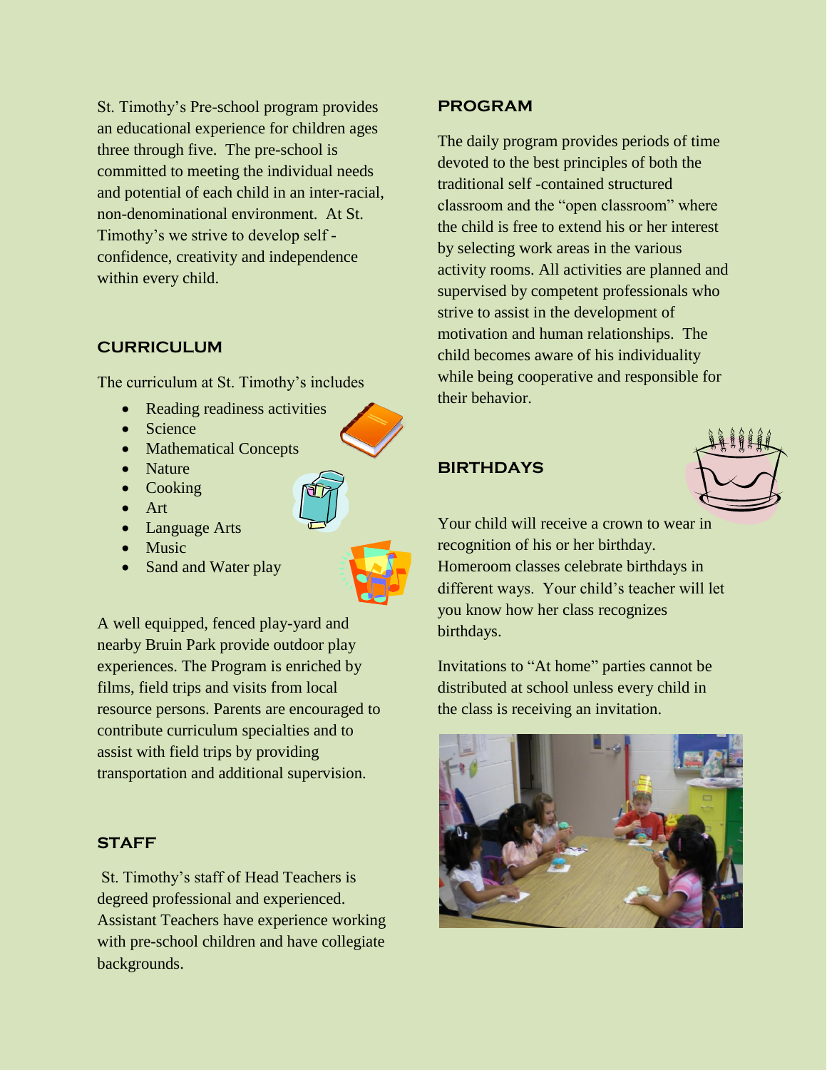St. Timothy's Pre-school program provides an educational experience for children ages three through five. The pre-school is committed to meeting the individual needs and potential of each child in an inter-racial, non-denominational environment. At St. Timothy's we strive to develop self - confidence, creativity and independence within every child.

## CURRICULUM

The curriculum at St. Timothy's includes

- Reading readiness activities
- Science
- Mathematical Concepts
- Nature
- Cooking
- Art
- Language Arts
- Music
- Sand and Water play

A well equipped, fenced play-yard and nearby Bruin Park provide outdoor play experiences. The Program is enriched by films, field trips and visits from local resource persons. Parents are encouraged to contribute curriculum specialties and to assist with field trips by providing transportation and additional supervision.

## STAFF

St. Timothy's staff of Head Teachers is degreed professional and experienced. Assistant Teachers have experience working with pre-school children and have collegiate backgrounds.

## PROGRAM

The daily program provides periods of time devoted to the best principles of both the traditional self -contained structured classroom and the "open classroom" where the child is free to extend his or her interest by selecting work areas in the various activity rooms. All activities are planned and supervised by competent professionals who strive to assist in the development of motivation and human relationships. The child becomes aware of his individuality while being cooperative and responsible for their behavior.

## BIRTHDAYS

Your child will receive a crown to wear in recognition of his or her birthday. Homeroom classes celebrate birthdays in different ways. Your child's teacher will let you know how her class recognizes birthdays.

Invitations to "At home" parties cannot be distributed at school unless every child in the class is receiving an invitation.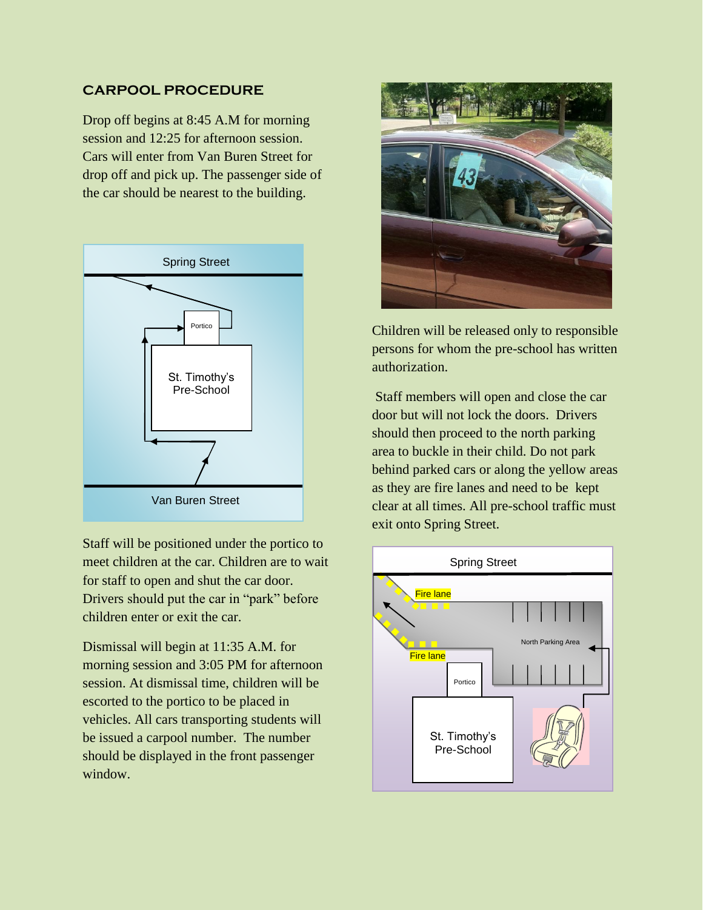## CARPOOL PROCEDURE

Drop off begins at 8:45 A.M for morning session and 12:25 for afternoon session. Cars will enter from Van Buren Street for drop off and pick up. The passenger side of the car should be nearest to the building.

Staff will be positioned under the portico to meet children at the car. Children are to wait for staff to open and shut the car door. Drivers should put the car in "park" before children enter or exit the car.

Dismissal will begin at 11:35 A.M. for morning session and 3:05 PM for afternoon session. At dismissal time, children will be escorted to the portico to be placed in vehicles. All cars transporting students will be issued a carpool number. The number should be displayed in the front passenger window.

Children will be released only to responsible persons for whom the pre-school has written authorization.

Staff members will open and close the car door but will not lock the doors. Drivers should then proceed to the north parking area to buckle in their child. Do not park behind parked cars or along the yellow areas as they are fire lanes and need to be kept clear at all times. All pre-school traffic must exit onto Spring Street.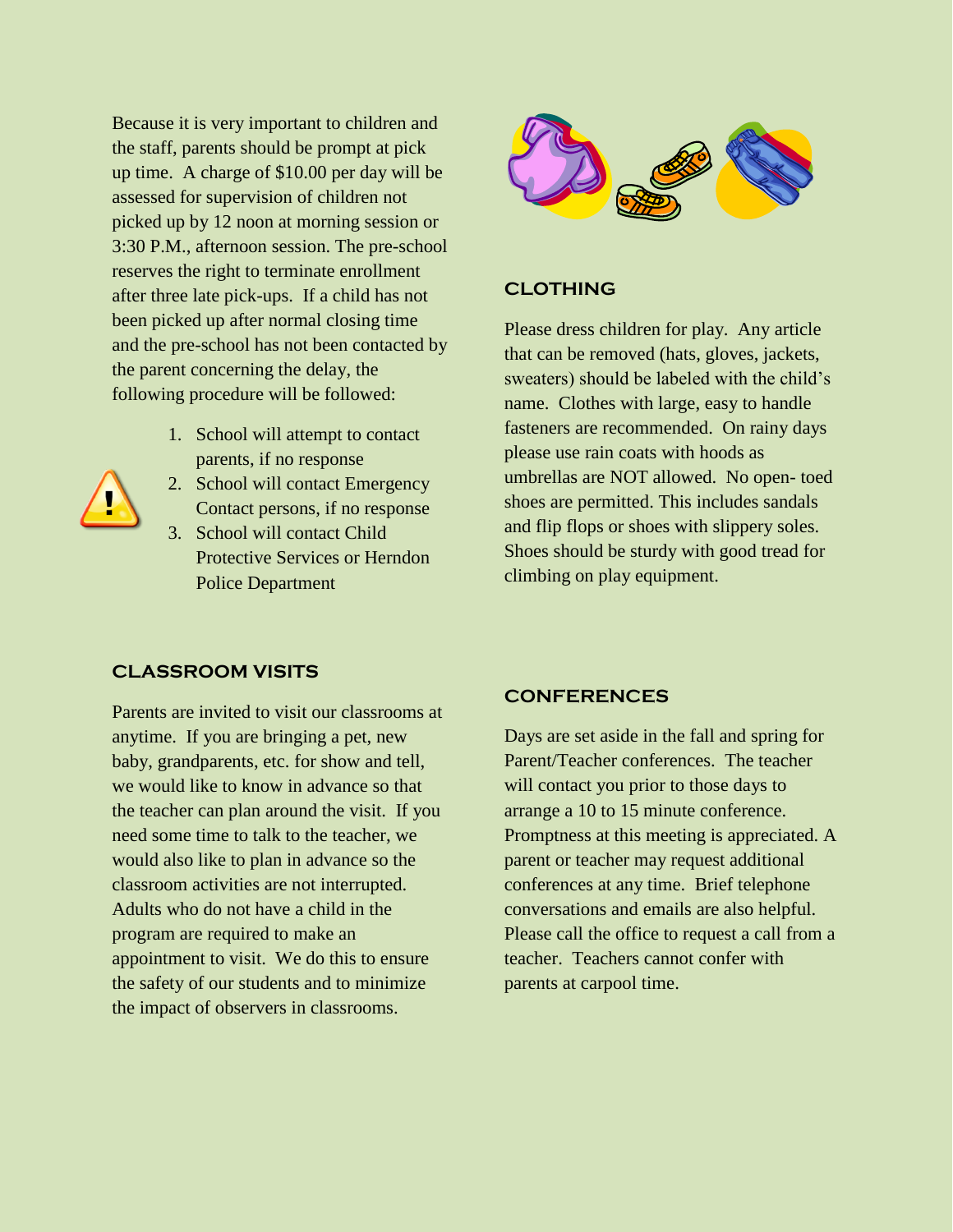Because it is very important to children and the staff, parents should be prompt at pick up time. A charge of $10.00 per day will be assessed for supervision of children not picked up by 12 noon at morning session or 3:30 P.M., afternoon session. The pre-school reserves the right to terminate enrollment after three late pick-ups. If a child has not been picked up after normal closing time and the pre-school has not been contacted by the parent concerning the delay, the following procedure will be followed:

1. School will attempt to contact parents, if no response
2. School will contact Emergency Contact persons, if no response
3. School will contact Child Protective Services or Herndon Police Department

## CLOTHING

Please dress children for play. Any article that can be removed (hats, gloves, jackets, sweaters) should be labeled with the child's name. Clothes with large, easy to handle fasteners are recommended. On rainy days please use rain coats with hoods as umbrellas are NOT allowed. No open- toed shoes are permitted. This includes sandals and flip flops or shoes with slippery soles. Shoes should be sturdy with good tread for climbing on play equipment.

## CLASSROOM VISITS

Parents are invited to visit our classrooms at anytime. If you are bringing a pet, new baby, grandparents, etc. for show and tell, we would like to know in advance so that the teacher can plan around the visit. If you need some time to talk to the teacher, we would also like to plan in advance so the classroom activities are not interrupted. Adults who do not have a child in the program are required to make an appointment to visit. We do this to ensure the safety of our students and to minimize the impact of observers in classrooms.

## CONFERENCES

Days are set aside in the fall and spring for Parent/Teacher conferences. The teacher will contact you prior to those days to arrange a 10 to 15 minute conference. Promptness at this meeting is appreciated. A parent or teacher may request additional conferences at any time. Brief telephone conversations and emails are also helpful. Please call the office to request a call from a teacher. Teachers cannot confer with parents at carpool time.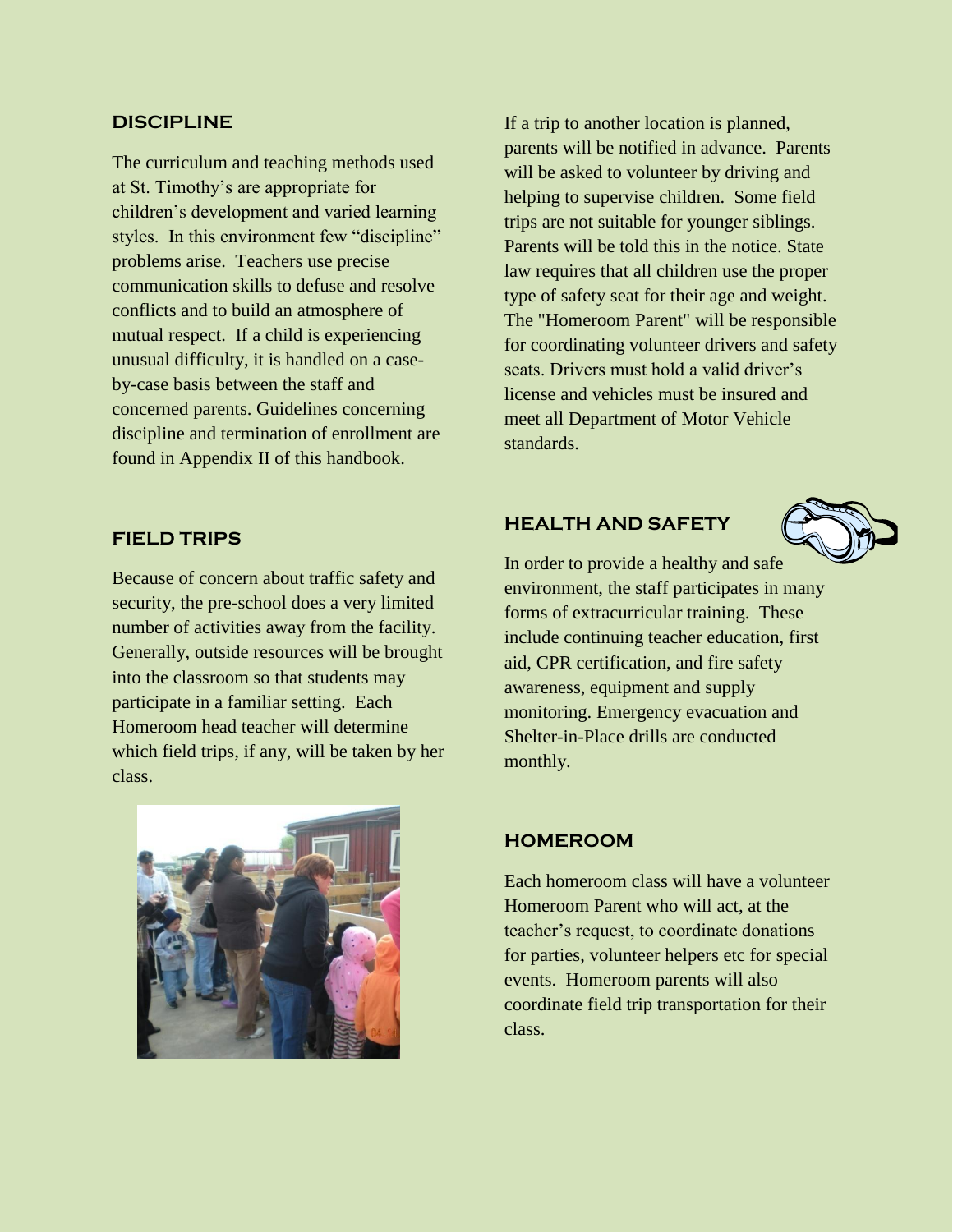## DISCIPLINE

The curriculum and teaching methods used at St. Timothy's are appropriate for children's development and varied learning styles. In this environment few "discipline" problems arise. Teachers use precise communication skills to defuse and resolve conflicts and to build an atmosphere of mutual respect. If a child is experiencing unusual difficulty, it is handled on a case-by-case basis between the staff and concerned parents. Guidelines concerning discipline and termination of enrollment are found in Appendix II of this handbook.

## FIELD TRIPS

Because of concern about traffic safety and security, the pre-school does a very limited number of activities away from the facility. Generally, outside resources will be brought into the classroom so that students may participate in a familiar setting. Each Homeroom head teacher will determine which field trips, if any, will be taken by her class.

If a trip to another location is planned, parents will be notified in advance. Parents will be asked to volunteer by driving and helping to supervise children. Some field trips are not suitable for younger siblings. Parents will be told this in the notice. State law requires that all children use the proper type of safety seat for their age and weight. The "Homeroom Parent" will be responsible for coordinating volunteer drivers and safety seats. Drivers must hold a valid driver's license and vehicles must be insured and meet all Department of Motor Vehicle standards.

## HEALTH AND SAFETY

In order to provide a healthy and safe environment, the staff participates in many forms of extracurricular training. These include continuing teacher education, first aid, CPR certification, and fire safety awareness, equipment and supply monitoring. Emergency evacuation and Shelter-in-Place drills are conducted monthly.

## HOMEROOM

Each homeroom class will have a volunteer Homeroom Parent who will act, at the teacher's request, to coordinate donations for parties, volunteer helpers etc for special events. Homeroom parents will also coordinate field trip transportation for their class.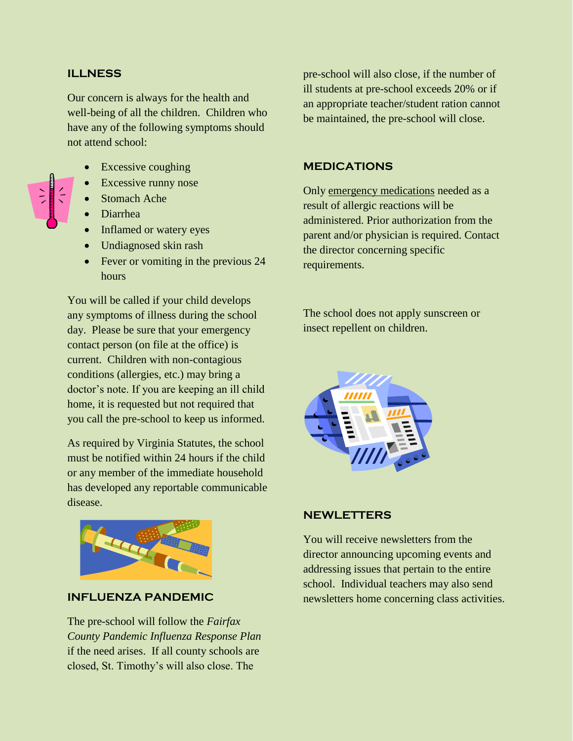## ILLNESS

Our concern is always for the health and well-being of all the children. Children who have any of the following symptoms should not attend school:

- Excessive coughing
- Excessive runny nose
- Stomach Ache
- Diarrhea
- Inflamed or watery eyes
- Undiagnosed skin rash
- Fever or vomiting in the previous 24 hours

You will be called if your child develops any symptoms of illness during the school day. Please be sure that your emergency contact person (on file at the office) is current. Children with non-contagious conditions (allergies, etc.) may bring a doctor's note. If you are keeping an ill child home, it is requested but not required that you call the pre-school to keep us informed.

As required by Virginia Statutes, the school must be notified within 24 hours if the child or any member of the immediate household has developed any reportable communicable disease.

## INFLUENZA PANDEMIC

The pre-school will follow the *Fairfax County Pandemic Influenza Response Plan* if the need arises. If all county schools are closed, St. Timothy's will also close. The pre-school will also close, if the number of ill students at pre-school exceeds 20% or if an appropriate teacher/student ration cannot be maintained, the pre-school will close.

## MEDICATIONS

Only emergency medications needed as a result of allergic reactions will be administered. Prior authorization from the parent and/or physician is required. Contact the director concerning specific requirements.

The school does not apply sunscreen or insect repellent on children.

## NEWLETTERS

You will receive newsletters from the director announcing upcoming events and addressing issues that pertain to the entire school. Individual teachers may also send newsletters home concerning class activities.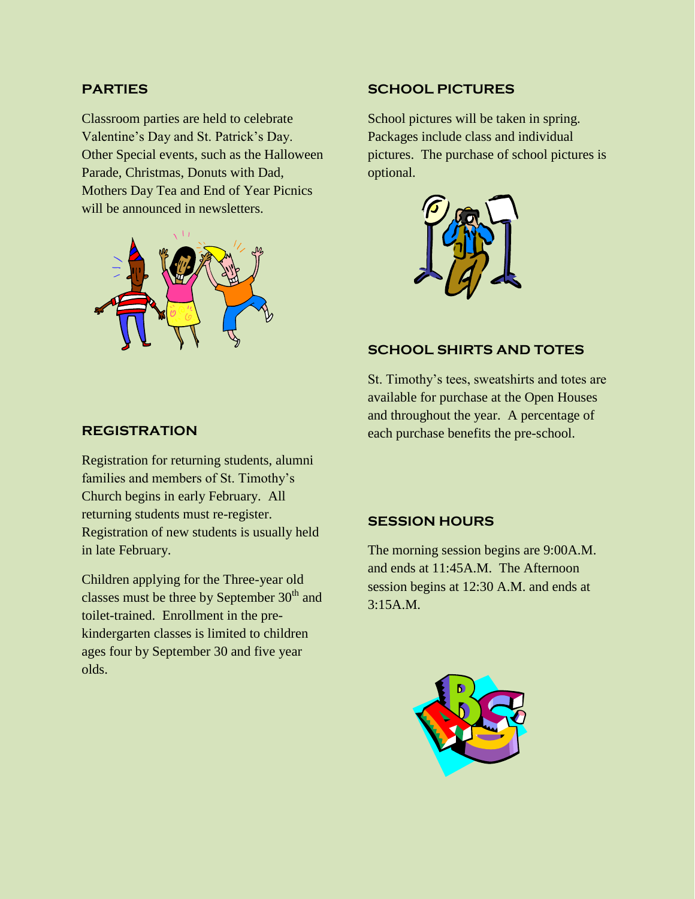## PARTIES

Classroom parties are held to celebrate Valentine's Day and St. Patrick's Day. Other Special events, such as the Halloween Parade, Christmas, Donuts with Dad, Mothers Day Tea and End of Year Picnics will be announced in newsletters.

## REGISTRATION

Registration for returning students, alumni families and members of St. Timothy's Church begins in early February. All returning students must re-register. Registration of new students is usually held in late February.

Children applying for the Three-year old classes must be three by September 30th and toilet-trained. Enrollment in the pre-kindergarten classes is limited to children ages four by September 30 and five year olds.

## SCHOOL PICTURES

School pictures will be taken in spring. Packages include class and individual pictures. The purchase of school pictures is optional.

## SCHOOL SHIRTS AND TOTES

St. Timothy's tees, sweatshirts and totes are available for purchase at the Open Houses and throughout the year. A percentage of each purchase benefits the pre-school.

## SESSION HOURS

The morning session begins are 9:00A.M. and ends at 11:45A.M. The Afternoon session begins at 12:30 A.M. and ends at 3:15A.M.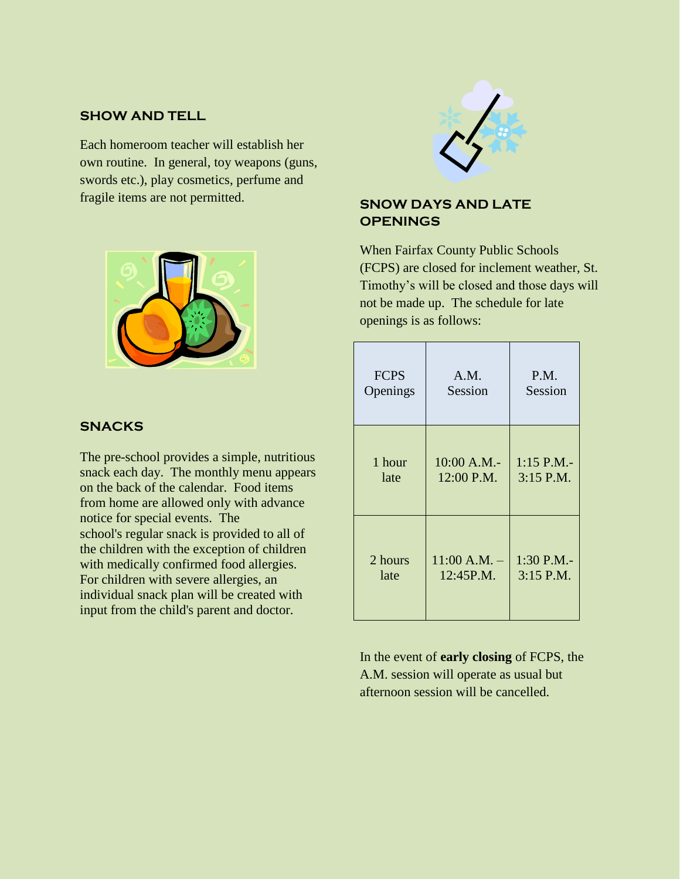## SHOW AND TELL

Each homeroom teacher will establish her own routine. In general, toy weapons (guns, swords etc.), play cosmetics, perfume and fragile items are not permitted.

## SNACKS

The pre-school provides a simple, nutritious snack each day. The monthly menu appears on the back of the calendar. Food items from home are allowed only with advance notice for special events. The school's regular snack is provided to all of the children with the exception of children with medically confirmed food allergies. For children with severe allergies, an individual snack plan will be created with input from the child's parent and doctor.

## SNOW DAYS AND LATE OPENINGS

When Fairfax County Public Schools (FCPS) are closed for inclement weather, St. Timothy's will be closed and those days will not be made up. The schedule for late openings is as follows:

| FCPS Openings | A.M. Session | P.M. Session |
|---|---|---|
| 1 hour late | 10:00 A.M.-12:00 P.M. | 1:15 P.M.-3:15 P.M. |
| 2 hours late | 11:00 A.M. – 12:45P.M. | 1:30 P.M.-3:15 P.M. |

In the event of **early closing** of FCPS, the A.M. session will operate as usual but afternoon session will be cancelled.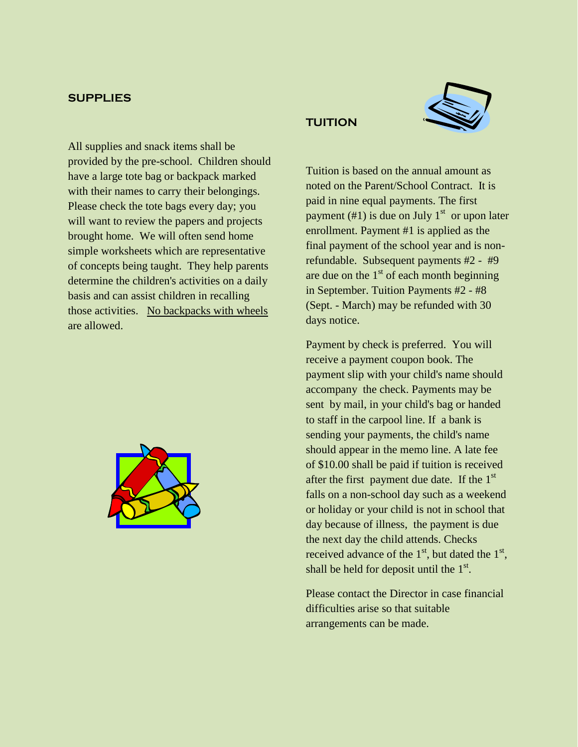## SUPPLIES

All supplies and snack items shall be provided by the pre-school. Children should have a large tote bag or backpack marked with their names to carry their belongings. Please check the tote bags every day; you will want to review the papers and projects brought home. We will often send home simple worksheets which are representative of concepts being taught. They help parents determine the children's activities on a daily basis and can assist children in recalling those activities. No backpacks with wheels are allowed.

## TUITION

Tuition is based on the annual amount as noted on the Parent/School Contract. It is paid in nine equal payments. The first payment (#1) is due on July 1st or upon later enrollment. Payment #1 is applied as the final payment of the school year and is non-refundable. Subsequent payments #2 - #9 are due on the 1st of each month beginning in September. Tuition Payments #2 - #8 (Sept. - March) may be refunded with 30 days notice.

Payment by check is preferred. You will receive a payment coupon book. The payment slip with your child's name should accompany the check. Payments may be sent by mail, in your child's bag or handed to staff in the carpool line. If a bank is sending your payments, the child's name should appear in the memo line. A late fee of $10.00 shall be paid if tuition is received after the first payment due date. If the 1st falls on a non-school day such as a weekend or holiday or your child is not in school that day because of illness, the payment is due the next day the child attends. Checks received advance of the 1st, but dated the 1st, shall be held for deposit until the 1st.

Please contact the Director in case financial difficulties arise so that suitable arrangements can be made.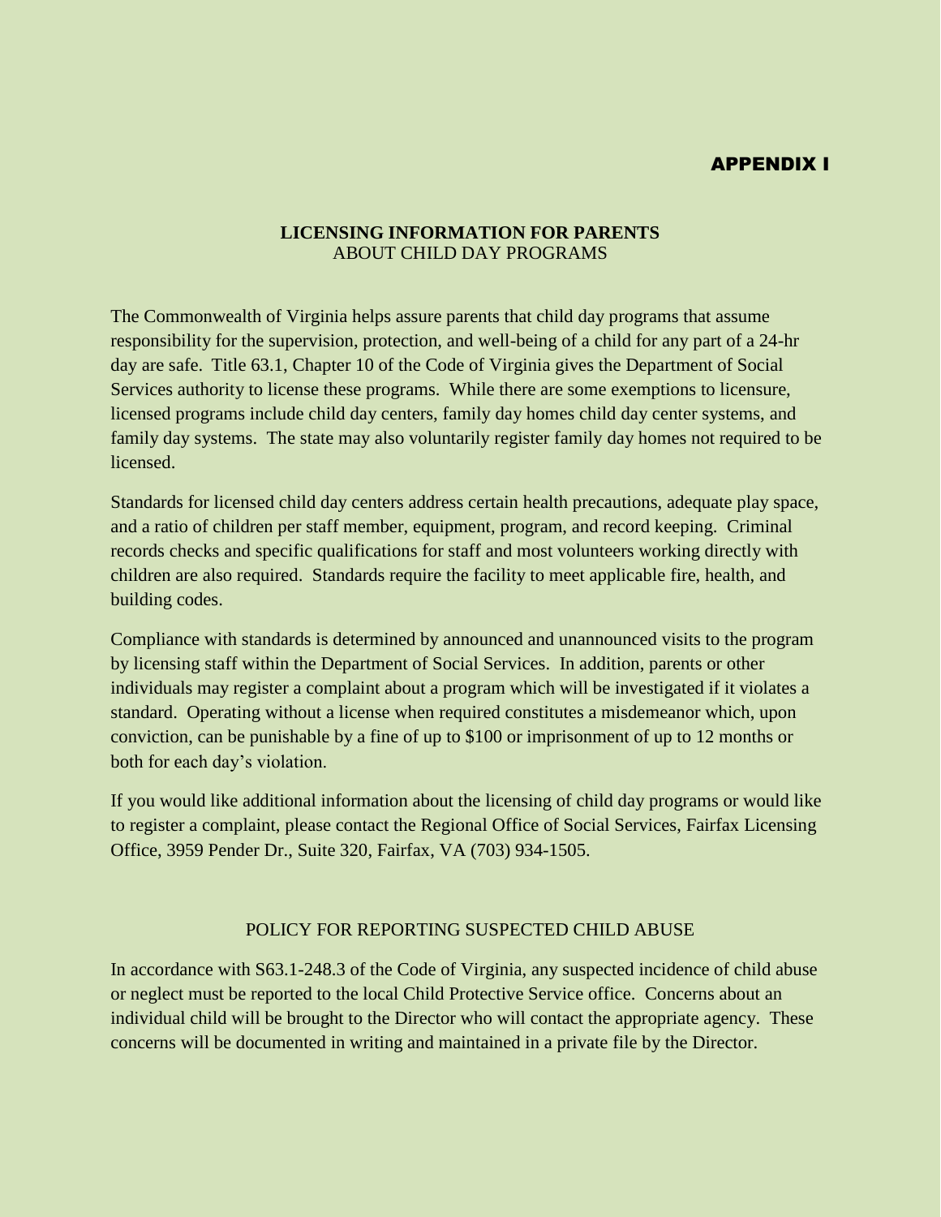# APPENDIX I

**LICENSING INFORMATION FOR PARENTS**
ABOUT CHILD DAY PROGRAMS

The Commonwealth of Virginia helps assure parents that child day programs that assume responsibility for the supervision, protection, and well-being of a child for any part of a 24-hr day are safe. Title 63.1, Chapter 10 of the Code of Virginia gives the Department of Social Services authority to license these programs. While there are some exemptions to licensure, licensed programs include child day centers, family day homes child day center systems, and family day systems. The state may also voluntarily register family day homes not required to be licensed.

Standards for licensed child day centers address certain health precautions, adequate play space, and a ratio of children per staff member, equipment, program, and record keeping. Criminal records checks and specific qualifications for staff and most volunteers working directly with children are also required. Standards require the facility to meet applicable fire, health, and building codes.

Compliance with standards is determined by announced and unannounced visits to the program by licensing staff within the Department of Social Services. In addition, parents or other individuals may register a complaint about a program which will be investigated if it violates a standard. Operating without a license when required constitutes a misdemeanor which, upon conviction, can be punishable by a fine of up to $100 or imprisonment of up to 12 months or both for each day's violation.

If you would like additional information about the licensing of child day programs or would like to register a complaint, please contact the Regional Office of Social Services, Fairfax Licensing Office, 3959 Pender Dr., Suite 320, Fairfax, VA (703) 934-1505.

POLICY FOR REPORTING SUSPECTED CHILD ABUSE

In accordance with S63.1-248.3 of the Code of Virginia, any suspected incidence of child abuse or neglect must be reported to the local Child Protective Service office. Concerns about an individual child will be brought to the Director who will contact the appropriate agency. These concerns will be documented in writing and maintained in a private file by the Director.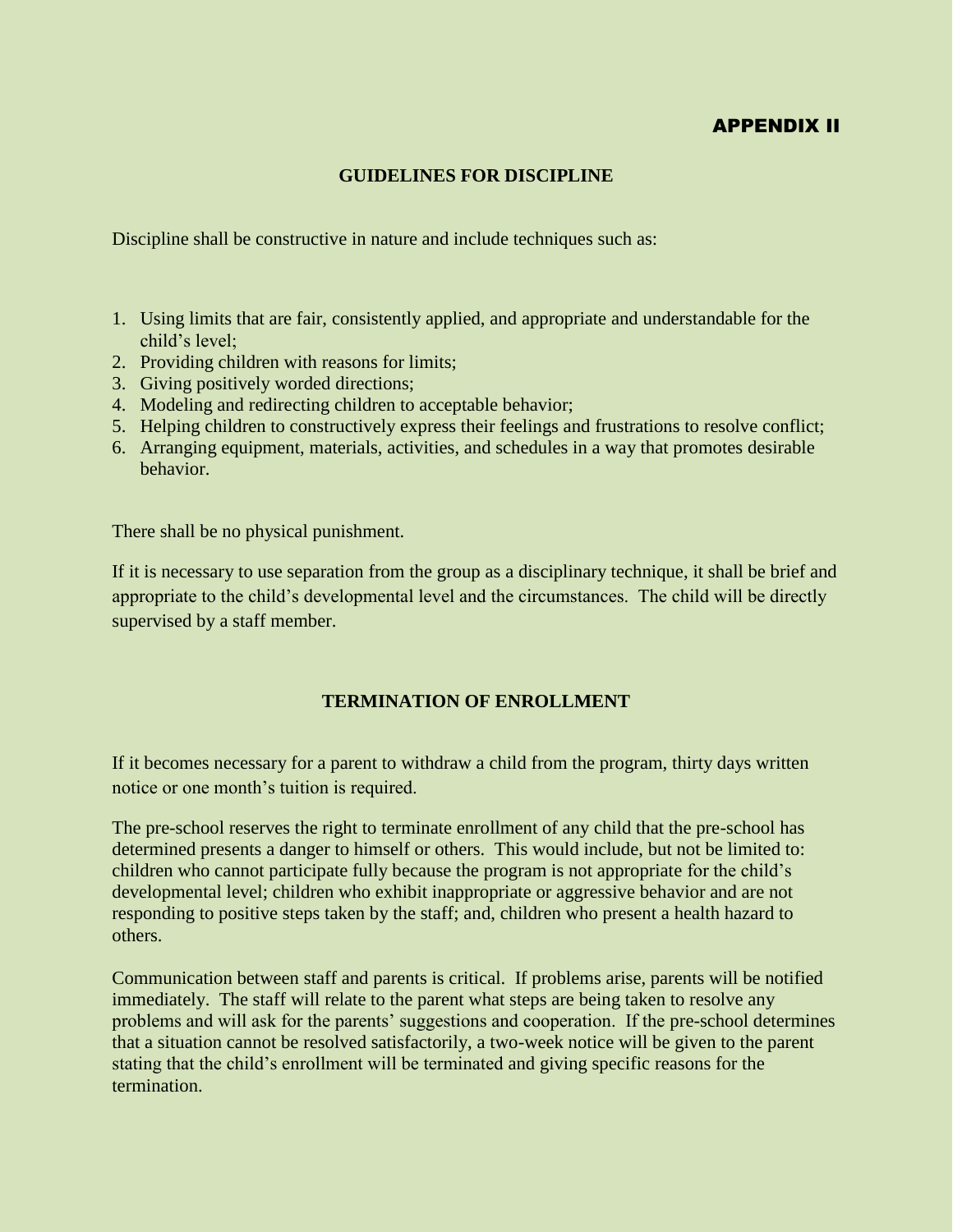# APPENDIX II

## GUIDELINES FOR DISCIPLINE

Discipline shall be constructive in nature and include techniques such as:

1. Using limits that are fair, consistently applied, and appropriate and understandable for the child's level;
2. Providing children with reasons for limits;
3. Giving positively worded directions;
4. Modeling and redirecting children to acceptable behavior;
5. Helping children to constructively express their feelings and frustrations to resolve conflict;
6. Arranging equipment, materials, activities, and schedules in a way that promotes desirable behavior.

There shall be no physical punishment.

If it is necessary to use separation from the group as a disciplinary technique, it shall be brief and appropriate to the child's developmental level and the circumstances. The child will be directly supervised by a staff member.

## TERMINATION OF ENROLLMENT

If it becomes necessary for a parent to withdraw a child from the program, thirty days written notice or one month's tuition is required.

The pre-school reserves the right to terminate enrollment of any child that the pre-school has determined presents a danger to himself or others. This would include, but not be limited to: children who cannot participate fully because the program is not appropriate for the child's developmental level; children who exhibit inappropriate or aggressive behavior and are not responding to positive steps taken by the staff; and, children who present a health hazard to others.

Communication between staff and parents is critical. If problems arise, parents will be notified immediately. The staff will relate to the parent what steps are being taken to resolve any problems and will ask for the parents' suggestions and cooperation. If the pre-school determines that a situation cannot be resolved satisfactorily, a two-week notice will be given to the parent stating that the child's enrollment will be terminated and giving specific reasons for the termination.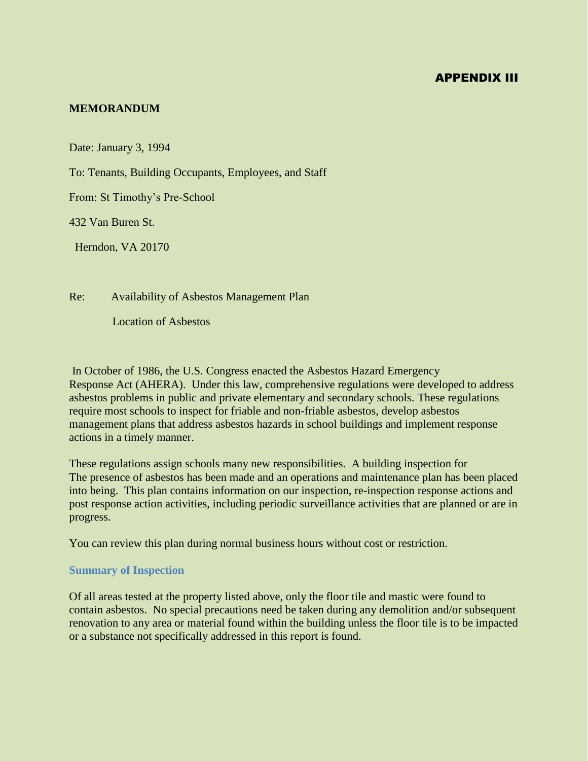# APPENDIX III

**MEMORANDUM**

Date: January 3, 1994

To: Tenants, Building Occupants, Employees, and Staff

From: St Timothy's Pre-School

432 Van Buren St.

Herndon, VA 20170

Re: Availability of Asbestos Management Plan

Location of Asbestos

In October of 1986, the U.S. Congress enacted the Asbestos Hazard Emergency Response Act (AHERA). Under this law, comprehensive regulations were developed to address asbestos problems in public and private elementary and secondary schools. These regulations require most schools to inspect for friable and non-friable asbestos, develop asbestos management plans that address asbestos hazards in school buildings and implement response actions in a timely manner.

These regulations assign schools many new responsibilities. A building inspection for The presence of asbestos has been made and an operations and maintenance plan has been placed into being. This plan contains information on our inspection, re-inspection response actions and post response action activities, including periodic surveillance activities that are planned or are in progress.

You can review this plan during normal business hours without cost or restriction.

### Summary of Inspection

Of all areas tested at the property listed above, only the floor tile and mastic were found to contain asbestos. No special precautions need be taken during any demolition and/or subsequent renovation to any area or material found within the building unless the floor tile is to be impacted or a substance not specifically addressed in this report is found.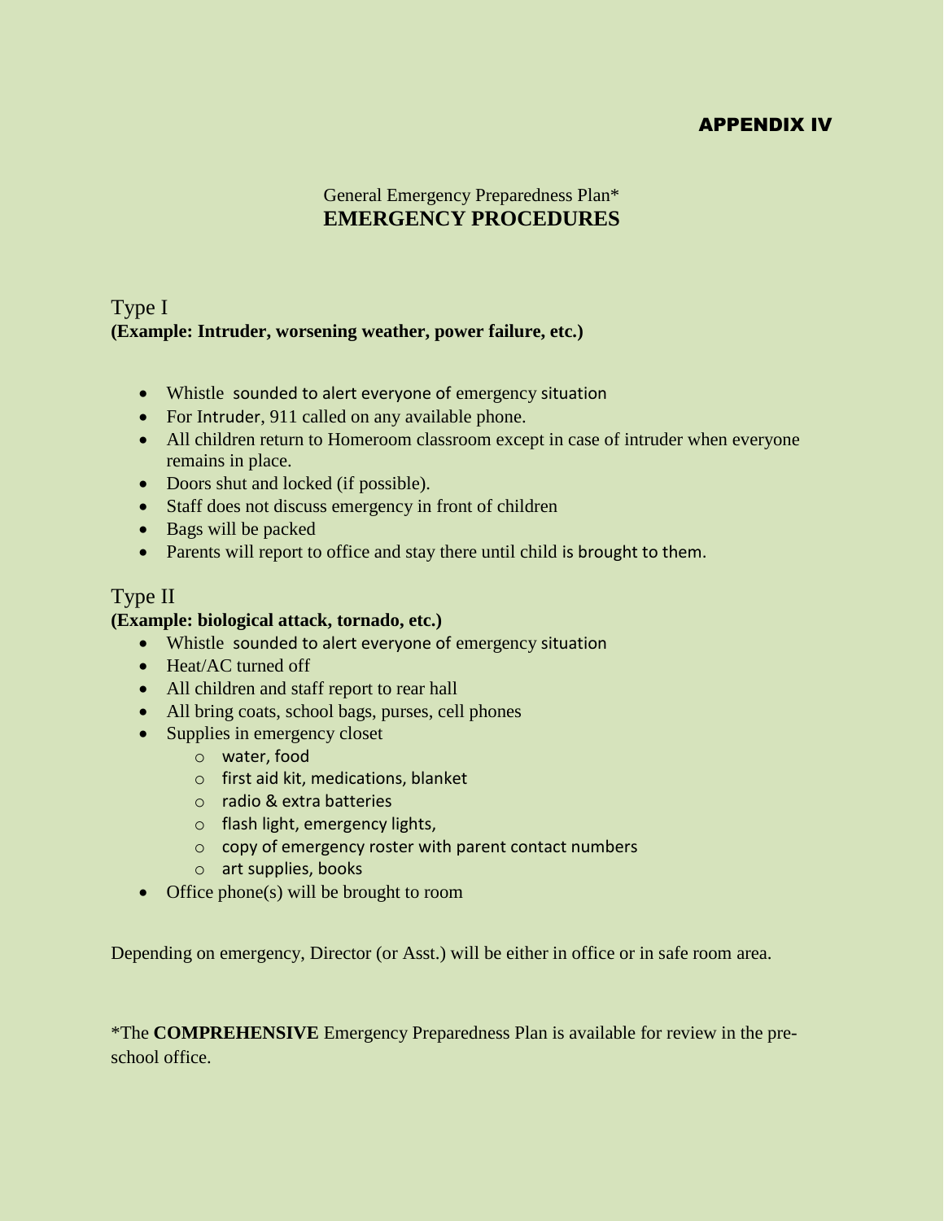## APPENDIX IV

General Emergency Preparedness Plan*

# EMERGENCY PROCEDURES

## Type I

**(Example: Intruder, worsening weather, power failure, etc.)**

- Whistle sounded to alert everyone of emergency situation
- For Intruder, 911 called on any available phone.
- All children return to Homeroom classroom except in case of intruder when everyone remains in place.
- Doors shut and locked (if possible).
- Staff does not discuss emergency in front of children
- Bags will be packed
- Parents will report to office and stay there until child is brought to them.

## Type II

**(Example: biological attack, tornado, etc.)**

- Whistle sounded to alert everyone of emergency situation
- Heat/AC turned off
- All children and staff report to rear hall
- All bring coats, school bags, purses, cell phones
- Supplies in emergency closet
  - water, food
  - first aid kit, medications, blanket
  - radio & extra batteries
  - flash light, emergency lights,
  - copy of emergency roster with parent contact numbers
  - art supplies, books
- Office phone(s) will be brought to room

Depending on emergency, Director (or Asst.) will be either in office or in safe room area.

*The **COMPREHENSIVE** Emergency Preparedness Plan is available for review in the pre-school office.